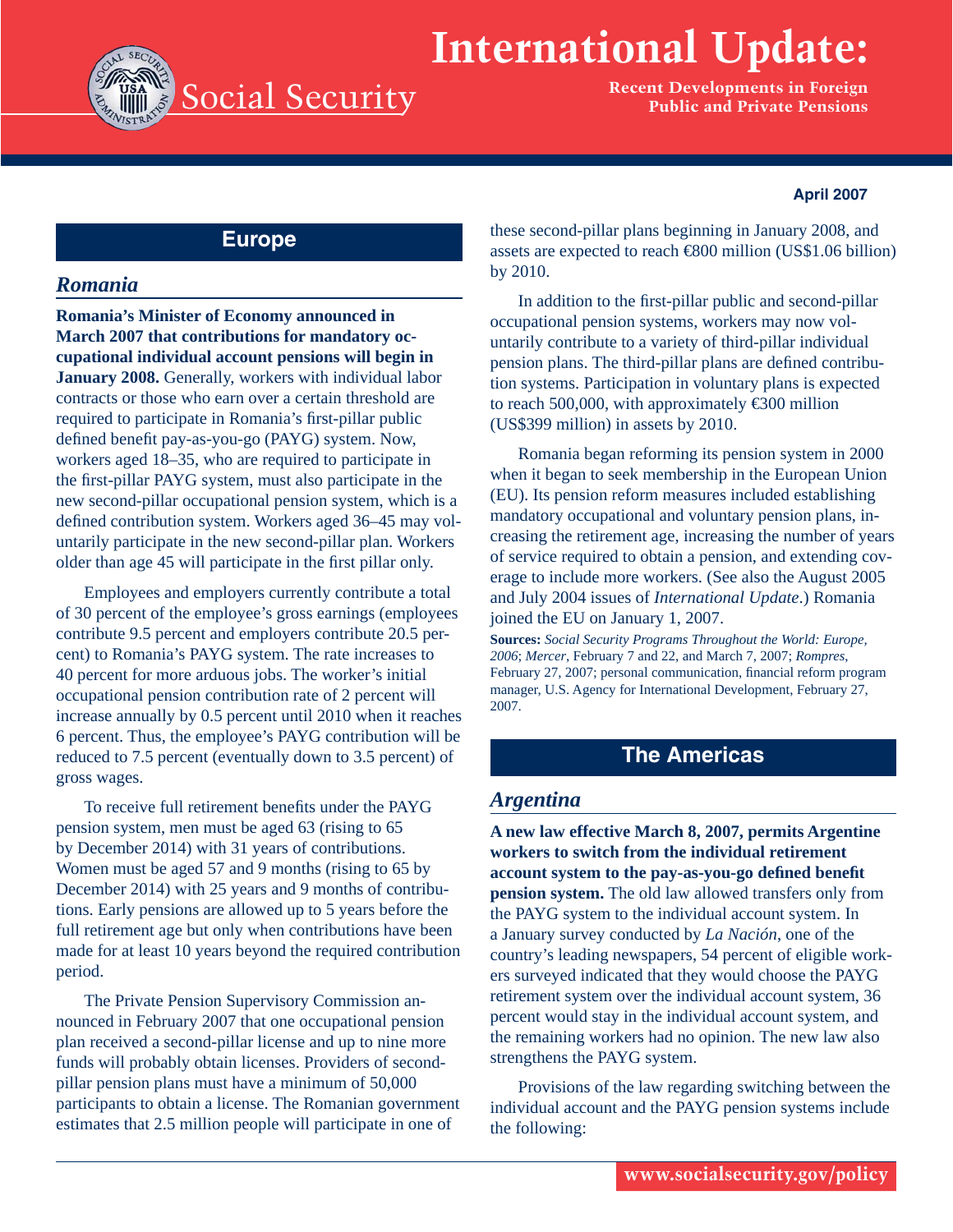# International Update:

**Recent Developments in Foreign Public and Private Pensions**

Social Security

**April 2007**

## Europe

### *Romania*

**Romania's Minister of Economy announced in March 2007 that contributions for mandatory occupational individual account pensions will begin in January 2008.** Generally, workers with individual labor contracts or those who earn over a certain threshold are required to participate in Romania's first-pillar public defined benefit pay-as-you-go (PAYG) system. Now, workers aged 18–35, who are required to participate in the first-pillar PAYG system, must also participate in the new second-pillar occupational pension system, which is a defined contribution system. Workers aged 36–45 may voluntarily participate in the new second-pillar plan. Workers older than age 45 will participate in the first pillar only.

Employees and employers currently contribute a total of 30 percent of the employee's gross earnings (employees contribute 9.5 percent and employers contribute 20.5 percent) to Romania's PAYG system. The rate increases to 40 percent for more arduous jobs. The worker's initial occupational pension contribution rate of 2 percent will increase annually by 0.5 percent until 2010 when it reaches 6 percent. Thus, the employee's PAYG contribution will be reduced to 7.5 percent (eventually down to 3.5 percent) of gross wages.

To receive full retirement benefits under the PAYG pension system, men must be aged 63 (rising to 65 by December 2014) with 31 years of contributions. Women must be aged 57 and 9 months (rising to 65 by December 2014) with 25 years and 9 months of contributions. Early pensions are allowed up to 5 years before the full retirement age but only when contributions have been made for at least 10 years beyond the required contribution period.

The Private Pension Supervisory Commission announced in February 2007 that one occupational pension plan received a second-pillar license and up to nine more funds will probably obtain licenses. Providers of second-pillar pension plans must have a minimum of 50,000 participants to obtain a license. The Romanian government estimates that 2.5 million people will participate in one of these second-pillar plans beginning in January 2008, and assets are expected to reach €800 million (US$1.06 billion) by 2010.

In addition to the first-pillar public and second-pillar occupational pension systems, workers may now voluntarily contribute to a variety of third-pillar individual pension plans. The third-pillar plans are defined contribution systems. Participation in voluntary plans is expected to reach 500,000, with approximately €300 million (US$399 million) in assets by 2010.

Romania began reforming its pension system in 2000 when it began to seek membership in the European Union (EU). Its pension reform measures included establishing mandatory occupational and voluntary pension plans, increasing the retirement age, increasing the number of years of service required to obtain a pension, and extending coverage to include more workers. (See also the August 2005 and July 2004 issues of *International Update*.) Romania joined the EU on January 1, 2007.

**Sources:** *Social Security Programs Throughout the World: Europe, 2006*; *Mercer*, February 7 and 22, and March 7, 2007; *Rompres*, February 27, 2007; personal communication, financial reform program manager, U.S. Agency for International Development, February 27, 2007.

## The Americas

### *Argentina*

**A new law effective March 8, 2007, permits Argentine workers to switch from the individual retirement account system to the pay-as-you-go defined benefit pension system.** The old law allowed transfers only from the PAYG system to the individual account system. In a January survey conducted by *La Nación*, one of the country's leading newspapers, 54 percent of eligible workers surveyed indicated that they would choose the PAYG retirement system over the individual account system, 36 percent would stay in the individual account system, and the remaining workers had no opinion. The new law also strengthens the PAYG system.

Provisions of the law regarding switching between the individual account and the PAYG pension systems include the following: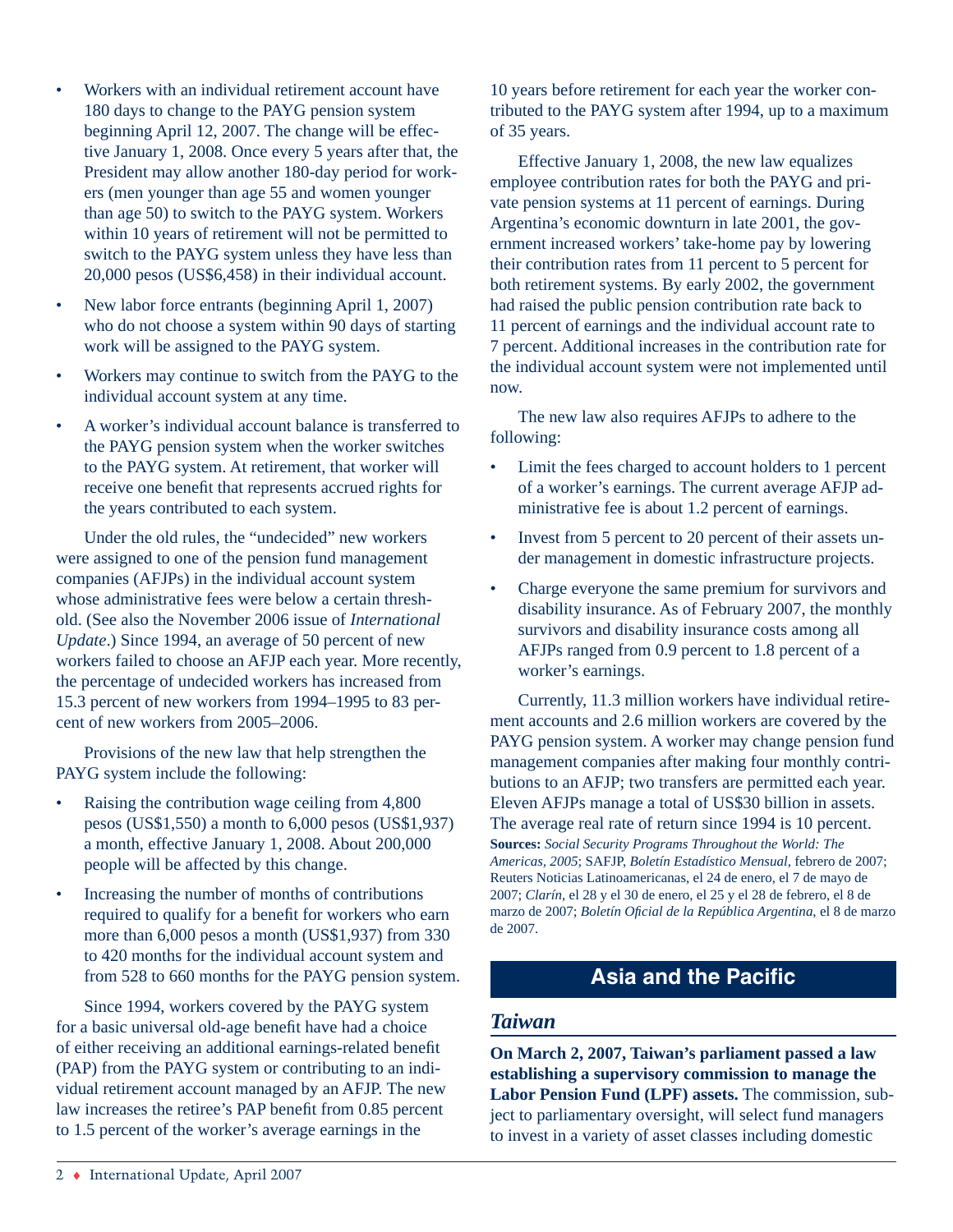- Workers with an individual retirement account have 180 days to change to the PAYG pension system beginning April 12, 2007. The change will be effective January 1, 2008. Once every 5 years after that, the President may allow another 180-day period for workers (men younger than age 55 and women younger than age 50) to switch to the PAYG system. Workers within 10 years of retirement will not be permitted to switch to the PAYG system unless they have less than 20,000 pesos (US$6,458) in their individual account.
- New labor force entrants (beginning April 1, 2007) who do not choose a system within 90 days of starting work will be assigned to the PAYG system.
- Workers may continue to switch from the PAYG to the individual account system at any time.
- A worker's individual account balance is transferred to the PAYG pension system when the worker switches to the PAYG system. At retirement, that worker will receive one benefit that represents accrued rights for the years contributed to each system.

Under the old rules, the "undecided" new workers were assigned to one of the pension fund management companies (AFJPs) in the individual account system whose administrative fees were below a certain threshold. (See also the November 2006 issue of *International Update*.) Since 1994, an average of 50 percent of new workers failed to choose an AFJP each year. More recently, the percentage of undecided workers has increased from 15.3 percent of new workers from 1994–1995 to 83 percent of new workers from 2005–2006.

Provisions of the new law that help strengthen the PAYG system include the following:

- Raising the contribution wage ceiling from 4,800 pesos (US$1,550) a month to 6,000 pesos (US$1,937) a month, effective January 1, 2008. About 200,000 people will be affected by this change.
- Increasing the number of months of contributions required to qualify for a benefit for workers who earn more than 6,000 pesos a month (US$1,937) from 330 to 420 months for the individual account system and from 528 to 660 months for the PAYG pension system.

Since 1994, workers covered by the PAYG system for a basic universal old-age benefit have had a choice of either receiving an additional earnings-related benefit (PAP) from the PAYG system or contributing to an individual retirement account managed by an AFJP. The new law increases the retiree's PAP benefit from 0.85 percent to 1.5 percent of the worker's average earnings in the 10 years before retirement for each year the worker contributed to the PAYG system after 1994, up to a maximum of 35 years.

Effective January 1, 2008, the new law equalizes employee contribution rates for both the PAYG and private pension systems at 11 percent of earnings. During Argentina's economic downturn in late 2001, the government increased workers' take-home pay by lowering their contribution rates from 11 percent to 5 percent for both retirement systems. By early 2002, the government had raised the public pension contribution rate back to 11 percent of earnings and the individual account rate to 7 percent. Additional increases in the contribution rate for the individual account system were not implemented until now.

The new law also requires AFJPs to adhere to the following:

- Limit the fees charged to account holders to 1 percent of a worker's earnings. The current average AFJP administrative fee is about 1.2 percent of earnings.
- Invest from 5 percent to 20 percent of their assets under management in domestic infrastructure projects.
- Charge everyone the same premium for survivors and disability insurance. As of February 2007, the monthly survivors and disability insurance costs among all AFJPs ranged from 0.9 percent to 1.8 percent of a worker's earnings.

Currently, 11.3 million workers have individual retirement accounts and 2.6 million workers are covered by the PAYG pension system. A worker may change pension fund management companies after making four monthly contributions to an AFJP; two transfers are permitted each year. Eleven AFJPs manage a total of US$30 billion in assets. The average real rate of return since 1994 is 10 percent.

**Sources:** *Social Security Programs Throughout the World: The Americas, 2005*; SAFJP, *Boletín Estadístico Mensual*, febrero de 2007; Reuters Noticias Latinoamericanas, el 24 de enero, el 7 de mayo de 2007; *Clarín*, el 28 y el 30 de enero, el 25 y el 28 de febrero, el 8 de marzo de 2007; *Boletín Oficial de la República Argentina*, el 8 de marzo de 2007.

## Asia and the Pacific

### *Taiwan*

**On March 2, 2007, Taiwan's parliament passed a law establishing a supervisory commission to manage the Labor Pension Fund (LPF) assets.** The commission, subject to parliamentary oversight, will select fund managers to invest in a variety of asset classes including domestic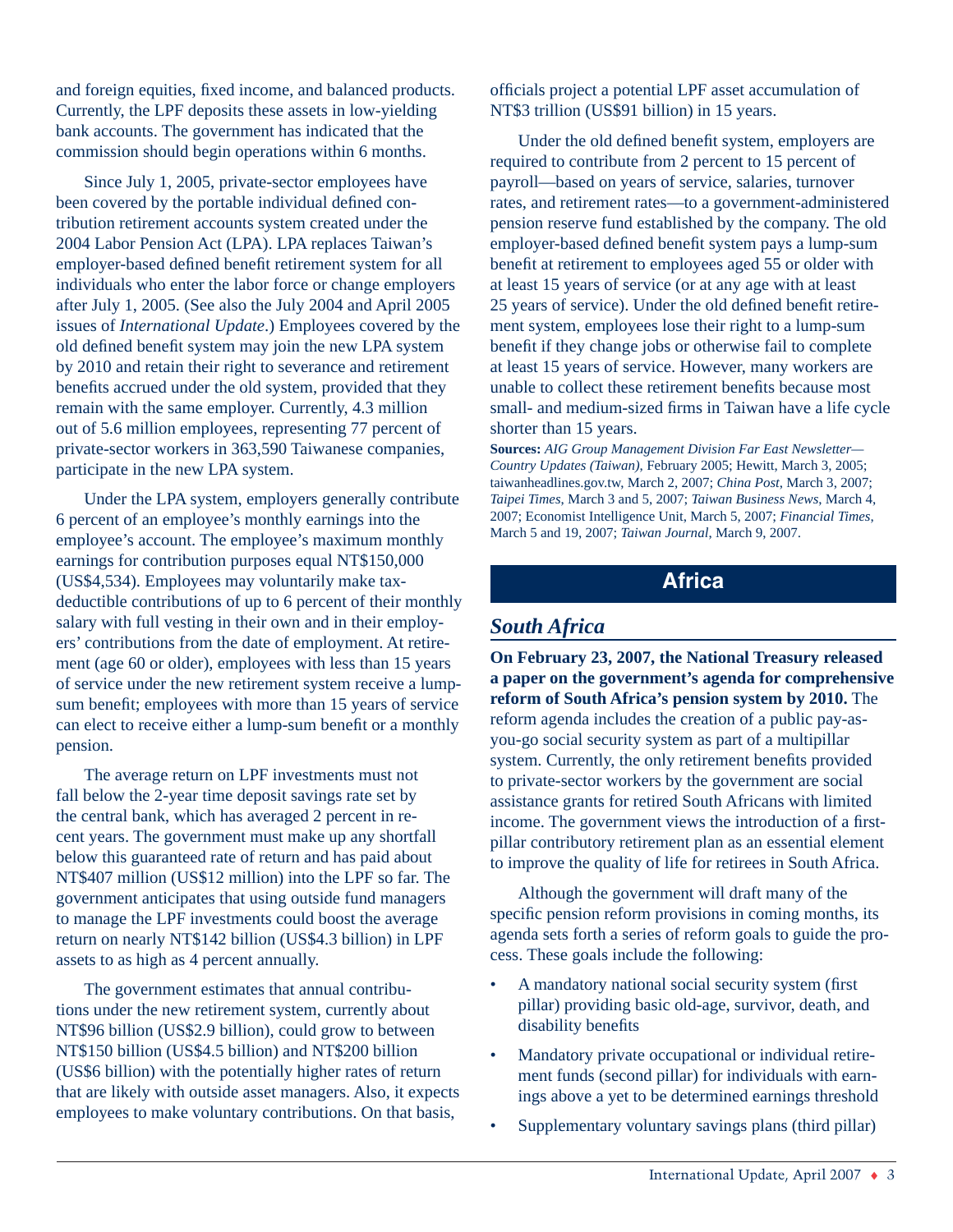and foreign equities, fixed income, and balanced products. Currently, the LPF deposits these assets in low-yielding bank accounts. The government has indicated that the commission should begin operations within 6 months.

Since July 1, 2005, private-sector employees have been covered by the portable individual defined contribution retirement accounts system created under the 2004 Labor Pension Act (LPA). LPA replaces Taiwan's employer-based defined benefit retirement system for all individuals who enter the labor force or change employers after July 1, 2005. (See also the July 2004 and April 2005 issues of *International Update*.) Employees covered by the old defined benefit system may join the new LPA system by 2010 and retain their right to severance and retirement benefits accrued under the old system, provided that they remain with the same employer. Currently, 4.3 million out of 5.6 million employees, representing 77 percent of private-sector workers in 363,590 Taiwanese companies, participate in the new LPA system.

Under the LPA system, employers generally contribute 6 percent of an employee's monthly earnings into the employee's account. The employee's maximum monthly earnings for contribution purposes equal NT$150,000 (US$4,534). Employees may voluntarily make tax-deductible contributions of up to 6 percent of their monthly salary with full vesting in their own and in their employers' contributions from the date of employment. At retirement (age 60 or older), employees with less than 15 years of service under the new retirement system receive a lump-sum benefit; employees with more than 15 years of service can elect to receive either a lump-sum benefit or a monthly pension.

The average return on LPF investments must not fall below the 2-year time deposit savings rate set by the central bank, which has averaged 2 percent in recent years. The government must make up any shortfall below this guaranteed rate of return and has paid about NT$407 million (US$12 million) into the LPF so far. The government anticipates that using outside fund managers to manage the LPF investments could boost the average return on nearly NT$142 billion (US$4.3 billion) in LPF assets to as high as 4 percent annually.

The government estimates that annual contributions under the new retirement system, currently about NT$96 billion (US$2.9 billion), could grow to between NT$150 billion (US$4.5 billion) and NT$200 billion (US$6 billion) with the potentially higher rates of return that are likely with outside asset managers. Also, it expects employees to make voluntary contributions. On that basis, officials project a potential LPF asset accumulation of NT$3 trillion (US$91 billion) in 15 years.

Under the old defined benefit system, employers are required to contribute from 2 percent to 15 percent of payroll—based on years of service, salaries, turnover rates, and retirement rates—to a government-administered pension reserve fund established by the company. The old employer-based defined benefit system pays a lump-sum benefit at retirement to employees aged 55 or older with at least 15 years of service (or at any age with at least 25 years of service). Under the old defined benefit retirement system, employees lose their right to a lump-sum benefit if they change jobs or otherwise fail to complete at least 15 years of service. However, many workers are unable to collect these retirement benefits because most small- and medium-sized firms in Taiwan have a life cycle shorter than 15 years.

**Sources:** *AIG Group Management Division Far East Newsletter—Country Updates (Taiwan)*, February 2005; Hewitt, March 3, 2005; taiwanheadlines.gov.tw, March 2, 2007; *China Post*, March 3, 2007; *Taipei Times*, March 3 and 5, 2007; *Taiwan Business News*, March 4, 2007; Economist Intelligence Unit, March 5, 2007; *Financial Times*, March 5 and 19, 2007; *Taiwan Journal*, March 9, 2007.

## Africa

### *South Africa*

**On February 23, 2007, the National Treasury released a paper on the government's agenda for comprehensive reform of South Africa's pension system by 2010.** The reform agenda includes the creation of a public pay-as-you-go social security system as part of a multipillar system. Currently, the only retirement benefits provided to private-sector workers by the government are social assistance grants for retired South Africans with limited income. The government views the introduction of a first-pillar contributory retirement plan as an essential element to improve the quality of life for retirees in South Africa.

Although the government will draft many of the specific pension reform provisions in coming months, its agenda sets forth a series of reform goals to guide the process. These goals include the following:

- A mandatory national social security system (first pillar) providing basic old-age, survivor, death, and disability benefits
- Mandatory private occupational or individual retirement funds (second pillar) for individuals with earnings above a yet to be determined earnings threshold
- Supplementary voluntary savings plans (third pillar)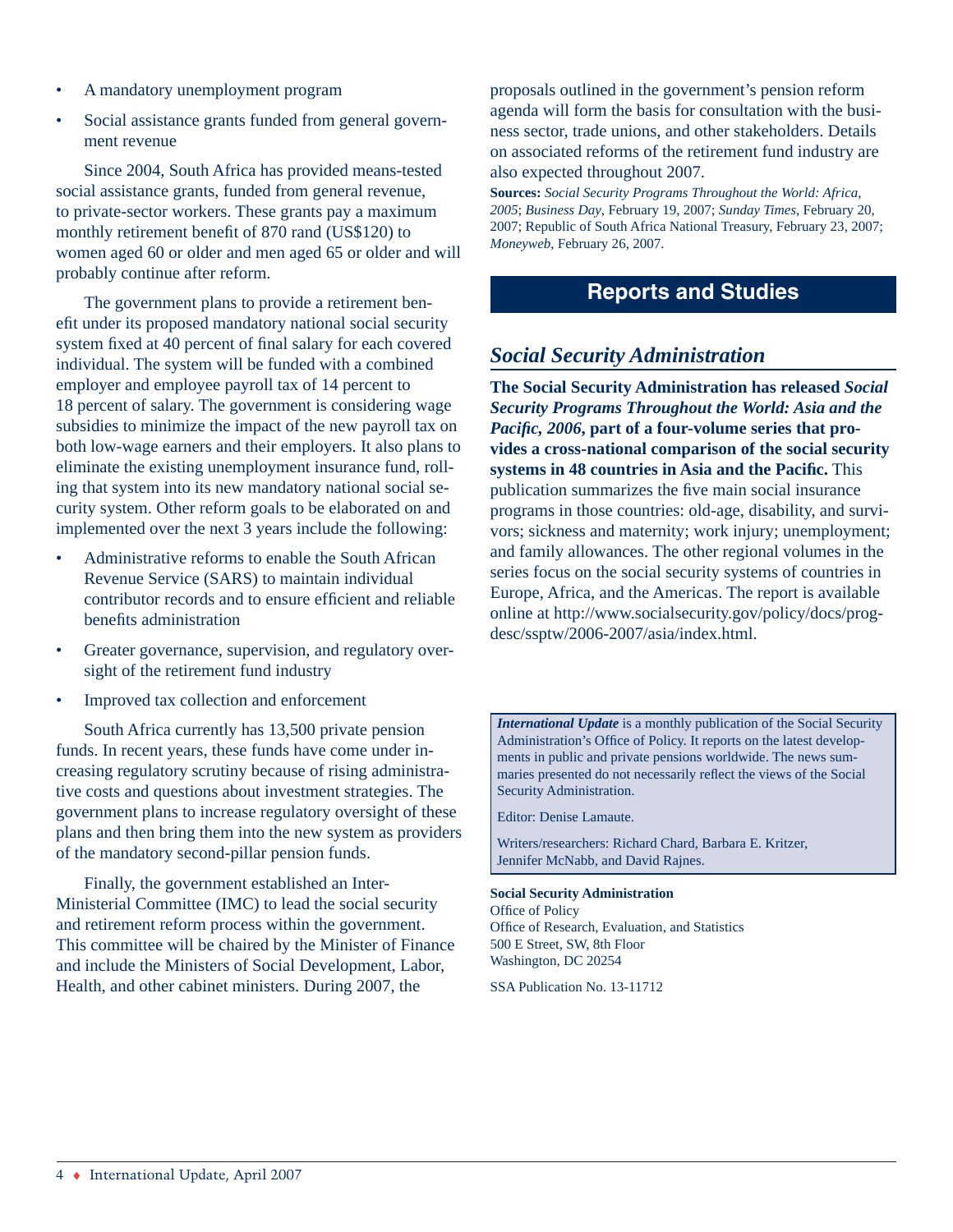- A mandatory unemployment program
- Social assistance grants funded from general government revenue

Since 2004, South Africa has provided means-tested social assistance grants, funded from general revenue, to private-sector workers. These grants pay a maximum monthly retirement benefit of 870 rand (US$120) to women aged 60 or older and men aged 65 or older and will probably continue after reform.

The government plans to provide a retirement benefit under its proposed mandatory national social security system fixed at 40 percent of final salary for each covered individual. The system will be funded with a combined employer and employee payroll tax of 14 percent to 18 percent of salary. The government is considering wage subsidies to minimize the impact of the new payroll tax on both low-wage earners and their employers. It also plans to eliminate the existing unemployment insurance fund, rolling that system into its new mandatory national social security system. Other reform goals to be elaborated on and implemented over the next 3 years include the following:

- Administrative reforms to enable the South African Revenue Service (SARS) to maintain individual contributor records and to ensure efficient and reliable benefits administration
- Greater governance, supervision, and regulatory oversight of the retirement fund industry
- Improved tax collection and enforcement

South Africa currently has 13,500 private pension funds. In recent years, these funds have come under increasing regulatory scrutiny because of rising administrative costs and questions about investment strategies. The government plans to increase regulatory oversight of these plans and then bring them into the new system as providers of the mandatory second-pillar pension funds.

Finally, the government established an Inter-Ministerial Committee (IMC) to lead the social security and retirement reform process within the government. This committee will be chaired by the Minister of Finance and include the Ministers of Social Development, Labor, Health, and other cabinet ministers. During 2007, the proposals outlined in the government's pension reform agenda will form the basis for consultation with the business sector, trade unions, and other stakeholders. Details on associated reforms of the retirement fund industry are also expected throughout 2007.

**Sources:** *Social Security Programs Throughout the World: Africa, 2005*; *Business Day*, February 19, 2007; *Sunday Times*, February 20, 2007; Republic of South Africa National Treasury, February 23, 2007; *Moneyweb*, February 26, 2007.

## Reports and Studies

### *Social Security Administration*

**The Social Security Administration has released *Social Security Programs Throughout the World: Asia and the Pacific, 2006*, part of a four-volume series that provides a cross-national comparison of the social security systems in 48 countries in Asia and the Pacific.** This publication summarizes the five main social insurance programs in those countries: old-age, disability, and survivors; sickness and maternity; work injury; unemployment; and family allowances. The other regional volumes in the series focus on the social security systems of countries in Europe, Africa, and the Americas. The report is available online at http://www.socialsecurity.gov/policy/docs/progdesc/ssptw/2006-2007/asia/index.html.

***International Update*** is a monthly publication of the Social Security Administration's Office of Policy. It reports on the latest developments in public and private pensions worldwide. The news summaries presented do not necessarily reflect the views of the Social Security Administration.

Editor: Denise Lamaute.

Writers/researchers: Richard Chard, Barbara E. Kritzer, Jennifer McNabb, and David Rajnes.

**Social Security Administration**
Office of Policy
Office of Research, Evaluation, and Statistics
500 E Street, SW, 8th Floor
Washington, DC 20254

SSA Publication No. 13-11712